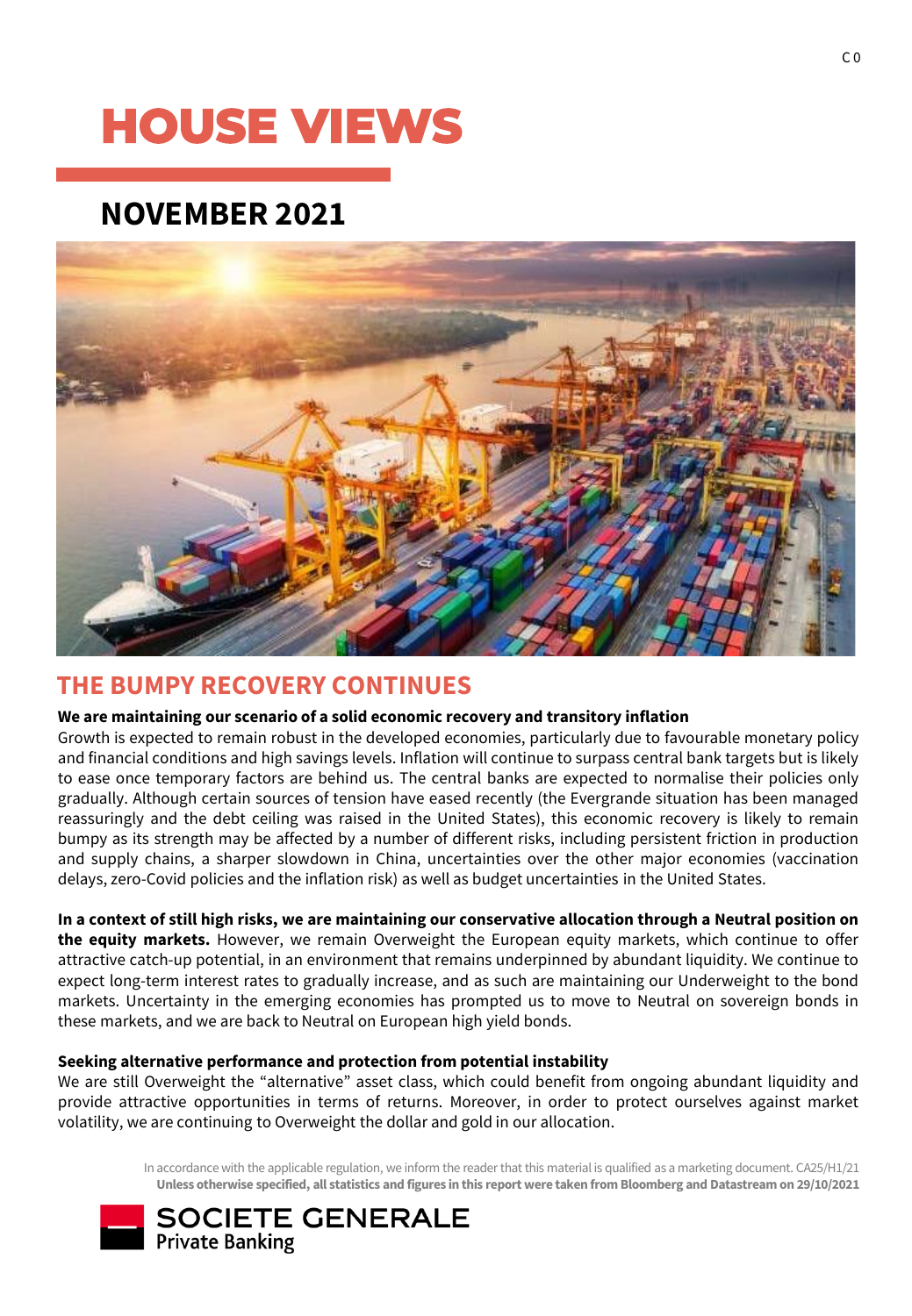# HOUSE VIEWS

## NOVEMBER 2021

## THE BUMPY RECOVERY CONTINUES

**We are maintaining our scenario of a solid economic recovery and transitory inflation**

Growth is expected to remain robust in the developed economies, particularly due to favourable monetary policy and financial conditions and high savings levels. Inflation will continue to surpass central bank targets but is likely to ease once temporary factors are behind us. The central banks are expected to normalise their policies only gradually. Although certain sources of tension have eased recently (the Evergrande situation has been managed reassuringly and the debt ceiling was raised in the United States), this economic recovery is likely to remain bumpy as its strength may be affected by a number of different risks, including persistent friction in production and supply chains, a sharper slowdown in China, uncertainties over the other major economies (vaccination delays, zero-Covid policies and the inflation risk) as well as budget uncertainties in the United States.

**In a context of still high risks, we are maintaining our conservative allocation through a Neutral position on the equity markets.** However, we remain Overweight the European equity markets, which continue to offer attractive catch-up potential, in an environment that remains underpinned by abundant liquidity. We continue to expect long-term interest rates to gradually increase, and as such are maintaining our Underweight to the bond markets. Uncertainty in the emerging economies has prompted us to move to Neutral on sovereign bonds in these markets, and we are back to Neutral on European high yield bonds.

**Seeking alternative performance and protection from potential instability**

We are still Overweight the "alternative" asset class, which could benefit from ongoing abundant liquidity and provide attractive opportunities in terms of returns. Moreover, in order to protect ourselves against market volatility, we are continuing to Overweight the dollar and gold in our allocation.

In accordance with the applicable regulation, we inform the reader that this material is qualified as a marketing document. CA25/H1/21

**Unless otherwise specified, all statistics and figures in this report were taken from Bloomberg and Datastream on 29/10/2021**

SOCIETE GENERALE
Private Banking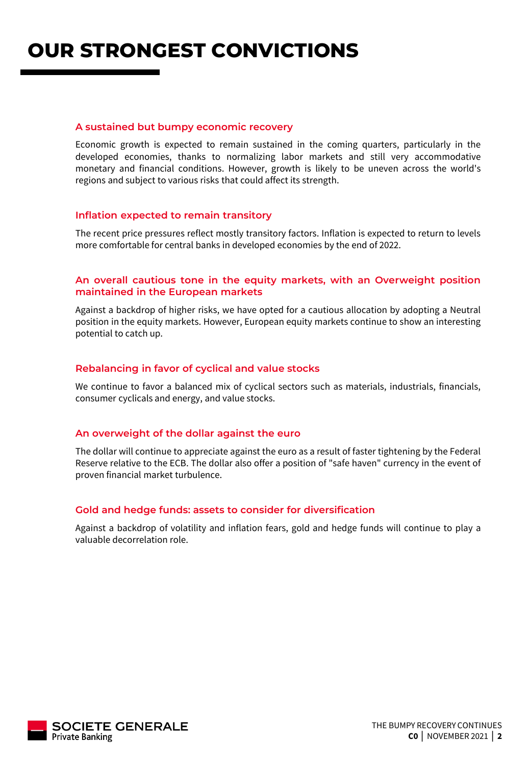# OUR STRONGEST CONVICTIONS

### A sustained but bumpy economic recovery

Economic growth is expected to remain sustained in the coming quarters, particularly in the developed economies, thanks to normalizing labor markets and still very accommodative monetary and financial conditions. However, growth is likely to be uneven across the world's regions and subject to various risks that could affect its strength.

### Inflation expected to remain transitory

The recent price pressures reflect mostly transitory factors. Inflation is expected to return to levels more comfortable for central banks in developed economies by the end of 2022.

### An overall cautious tone in the equity markets, with an Overweight position maintained in the European markets

Against a backdrop of higher risks, we have opted for a cautious allocation by adopting a Neutral position in the equity markets. However, European equity markets continue to show an interesting potential to catch up.

### Rebalancing in favor of cyclical and value stocks

We continue to favor a balanced mix of cyclical sectors such as materials, industrials, financials, consumer cyclicals and energy, and value stocks.

### An overweight of the dollar against the euro

The dollar will continue to appreciate against the euro as a result of faster tightening by the Federal Reserve relative to the ECB. The dollar also offer a position of "safe haven" currency in the event of proven financial market turbulence.

### Gold and hedge funds: assets to consider for diversification

Against a backdrop of volatility and inflation fears, gold and hedge funds will continue to play a valuable decorrelation role.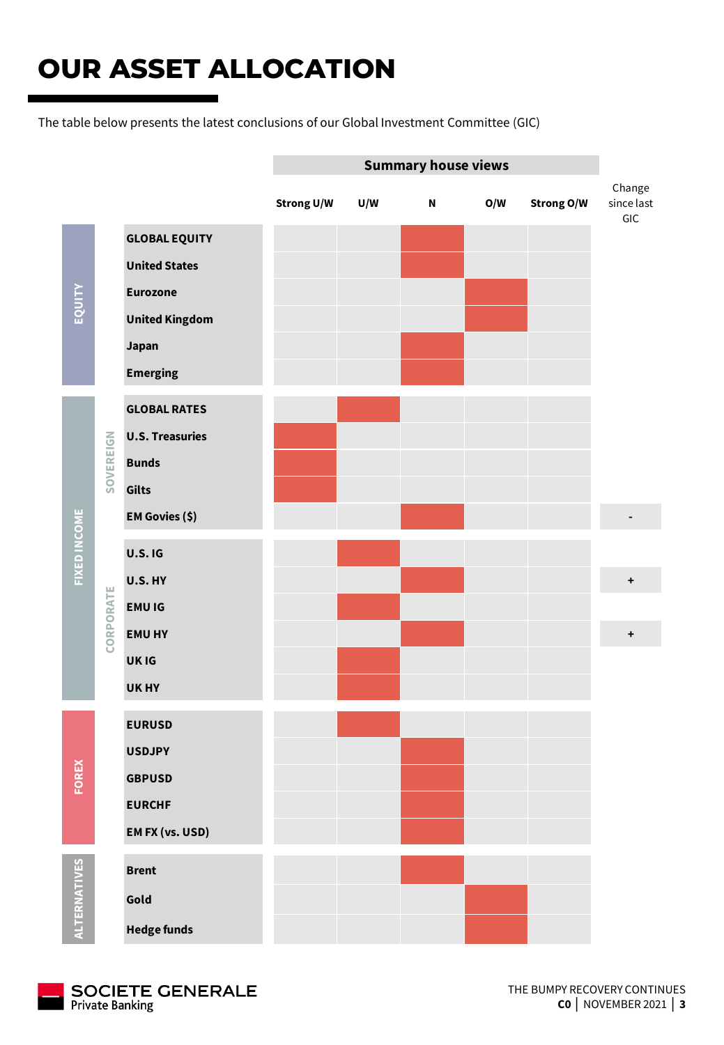# OUR ASSET ALLOCATION

The table below presents the latest conclusions of our Global Investment Committee (GIC)

| | | | Summary house views | | | | | |
|---|---|---|---|---|---|---|---|---|
| | | | Strong U/W | U/W | N | O/W | Strong O/W | Change since last GIC |
| EQUITY | | GLOBAL EQUITY | | | X | | | |
| | | United States | | | X | | | |
| | | Eurozone | | | | X | | |
| | | United Kingdom | | | | X | | |
| | | Japan | | | X | | | |
| | | Emerging | | | X | | | |
| FIXED INCOME | SOVEREIGN | GLOBAL RATES | | X | | | | |
| | | U.S. Treasuries | X | | | | | |
| | | Bunds | X | | | | | |
| | | Gilts | X | | | | | |
| | | EM Govies ($) | | | X | | | - |
| | CORPORATE | U.S. IG | | X | | | | |
| | | U.S. HY | | | X | | | + |
| | | EMU IG | | X | | | | |
| | | EMU HY | | | X | | | + |
| | | UK IG | | X | | | | |
| | | UK HY | | X | | | | |
| FOREX | | EURUSD | | X | | | | |
| | | USDJPY | | | X | | | |
| | | GBPUSD | | | X | | | |
| | | EURCHF | | | X | | | |
| | | EM FX (vs. USD) | | | X | | | |
| ALTERNATIVES | | Brent | | | X | | | |
| | | Gold | | | | X | | |
| | | Hedge funds | | | | X | | |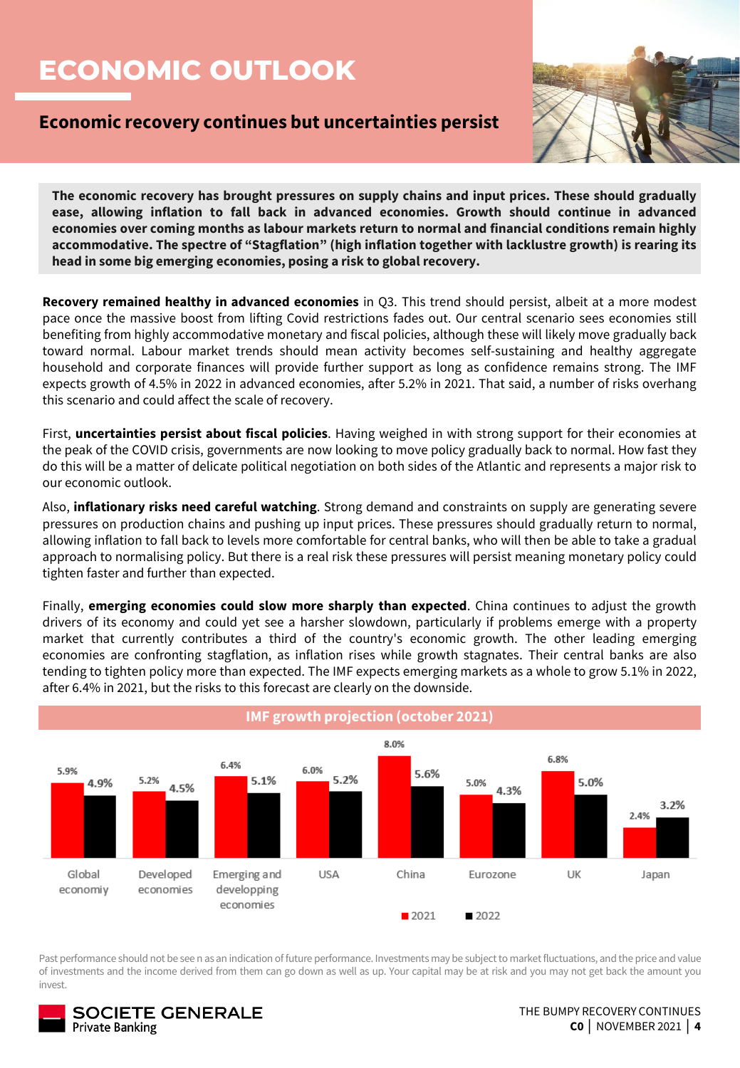# ECONOMIC OUTLOOK

## Economic recovery continues but uncertainties persist

**The economic recovery has brought pressures on supply chains and input prices. These should gradually ease, allowing inflation to fall back in advanced economies. Growth should continue in advanced economies over coming months as labour markets return to normal and financial conditions remain highly accommodative. The spectre of "Stagflation" (high inflation together with lacklustre growth) is rearing its head in some big emerging economies, posing a risk to global recovery.**

**Recovery remained healthy in advanced economies** in Q3. This trend should persist, albeit at a more modest pace once the massive boost from lifting Covid restrictions fades out. Our central scenario sees economies still benefiting from highly accommodative monetary and fiscal policies, although these will likely move gradually back toward normal. Labour market trends should mean activity becomes self-sustaining and healthy aggregate household and corporate finances will provide further support as long as confidence remains strong. The IMF expects growth of 4.5% in 2022 in advanced economies, after 5.2% in 2021. That said, a number of risks overhang this scenario and could affect the scale of recovery.

First, **uncertainties persist about fiscal policies**. Having weighed in with strong support for their economies at the peak of the COVID crisis, governments are now looking to move policy gradually back to normal. How fast they do this will be a matter of delicate political negotiation on both sides of the Atlantic and represents a major risk to our economic outlook.

Also, **inflationary risks need careful watching**. Strong demand and constraints on supply are generating severe pressures on production chains and pushing up input prices. These pressures should gradually return to normal, allowing inflation to fall back to levels more comfortable for central banks, who will then be able to take a gradual approach to normalising policy. But there is a real risk these pressures will persist meaning monetary policy could tighten faster and further than expected.

Finally, **emerging economies could slow more sharply than expected**. China continues to adjust the growth drivers of its economy and could yet see a harsher slowdown, particularly if problems emerge with a property market that currently contributes a third of the country's economic growth. The other leading emerging economies are confronting stagflation, as inflation rises while growth stagnates. Their central banks are also tending to tighten policy more than expected. The IMF expects emerging markets as a whole to grow 5.1% in 2022, after 6.4% in 2021, but the risks to this forecast are clearly on the downside.

**IMF growth projection (october 2021)**

| | 2021 | 2022 |
|---|---|---|
| Global economiy | 5.9% | 4.9% |
| Developed economies | 5.2% | 4.5% |
| Emerging and developping economies | 6.4% | 5.1% |
| USA | 6.0% | 5.2% |
| China | 8.0% | 5.6% |
| Eurozone | 5.0% | 4.3% |
| UK | 6.8% | 5.0% |
| Japan | 2.4% | 3.2% |

Past performance should not be see n as an indication of future performance. Investments may be subject to market fluctuations, and the price and value of investments and the income derived from them can go down as well as up. Your capital may be at risk and you may not get back the amount you invest.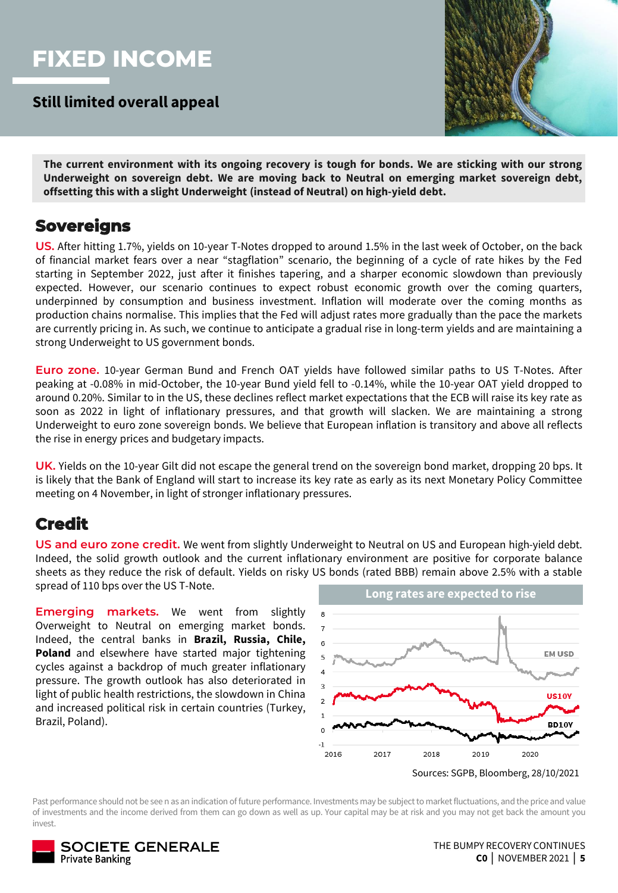# FIXED INCOME

## Still limited overall appeal

**The current environment with its ongoing recovery is tough for bonds. We are sticking with our strong Underweight on sovereign debt. We are moving back to Neutral on emerging market sovereign debt, offsetting this with a slight Underweight (instead of Neutral) on high-yield debt.**

## Sovereigns

**US.** After hitting 1.7%, yields on 10-year T-Notes dropped to around 1.5% in the last week of October, on the back of financial market fears over a near "stagflation" scenario, the beginning of a cycle of rate hikes by the Fed starting in September 2022, just after it finishes tapering, and a sharper economic slowdown than previously expected. However, our scenario continues to expect robust economic growth over the coming quarters, underpinned by consumption and business investment. Inflation will moderate over the coming months as production chains normalise. This implies that the Fed will adjust rates more gradually than the pace the markets are currently pricing in. As such, we continue to anticipate a gradual rise in long-term yields and are maintaining a strong Underweight to US government bonds.

**Euro zone.** 10-year German Bund and French OAT yields have followed similar paths to US T-Notes. After peaking at -0.08% in mid-October, the 10-year Bund yield fell to -0.14%, while the 10-year OAT yield dropped to around 0.20%. Similar to in the US, these declines reflect market expectations that the ECB will raise its key rate as soon as 2022 in light of inflationary pressures, and that growth will slacken. We are maintaining a strong Underweight to euro zone sovereign bonds. We believe that European inflation is transitory and above all reflects the rise in energy prices and budgetary impacts.

**UK.** Yields on the 10-year Gilt did not escape the general trend on the sovereign bond market, dropping 20 bps. It is likely that the Bank of England will start to increase its key rate as early as its next Monetary Policy Committee meeting on 4 November, in light of stronger inflationary pressures.

## Credit

**US and euro zone credit.** We went from slightly Underweight to Neutral on US and European high-yield debt. Indeed, the solid growth outlook and the current inflationary environment are positive for corporate balance sheets as they reduce the risk of default. Yields on risky US bonds (rated BBB) remain above 2.5% with a stable spread of 110 bps over the US T-Note.

**Emerging markets.** We went from slightly Overweight to Neutral on emerging market bonds. Indeed, the central banks in **Brazil, Russia, Chile, Poland** and elsewhere have started major tightening cycles against a backdrop of much greater inflationary pressure. The growth outlook has also deteriorated in light of public health restrictions, the slowdown in China and increased political risk in certain countries (Turkey, Brazil, Poland).

**Long rates are expected to rise**

Sources: SGPB, Bloomberg, 28/10/2021

Past performance should not be see n as an indication of future performance. Investments may be subject to market fluctuations, and the price and value of investments and the income derived from them can go down as well as up. Your capital may be at risk and you may not get back the amount you invest.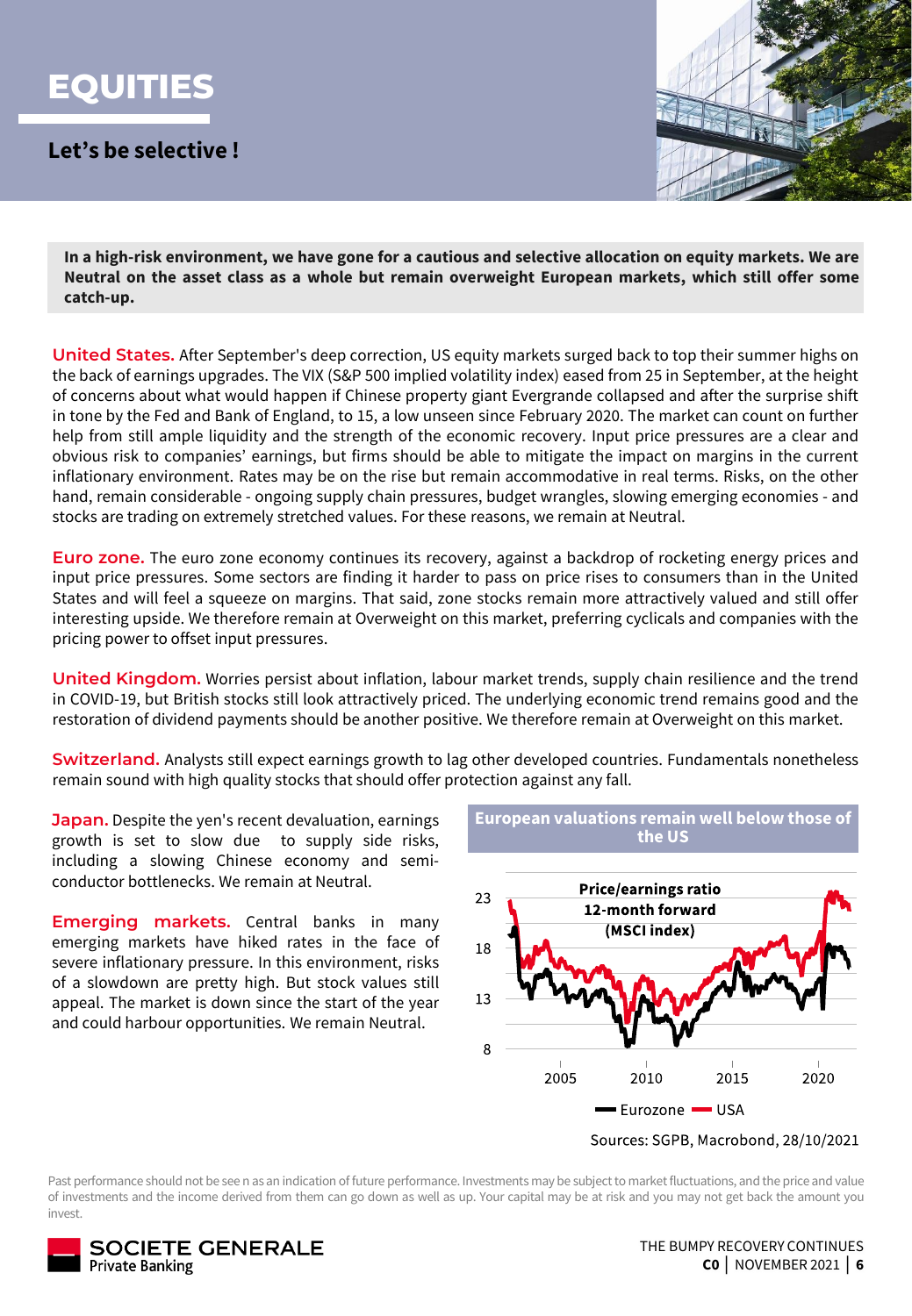# EQUITIES

## Let's be selective !

**In a high-risk environment, we have gone for a cautious and selective allocation on equity markets. We are Neutral on the asset class as a whole but remain overweight European markets, which still offer some catch-up.**

**United States.** After September's deep correction, US equity markets surged back to top their summer highs on the back of earnings upgrades. The VIX (S&P 500 implied volatility index) eased from 25 in September, at the height of concerns about what would happen if Chinese property giant Evergrande collapsed and after the surprise shift in tone by the Fed and Bank of England, to 15, a low unseen since February 2020. The market can count on further help from still ample liquidity and the strength of the economic recovery. Input price pressures are a clear and obvious risk to companies' earnings, but firms should be able to mitigate the impact on margins in the current inflationary environment. Rates may be on the rise but remain accommodative in real terms. Risks, on the other hand, remain considerable - ongoing supply chain pressures, budget wrangles, slowing emerging economies - and stocks are trading on extremely stretched values. For these reasons, we remain at Neutral.

**Euro zone.** The euro zone economy continues its recovery, against a backdrop of rocketing energy prices and input price pressures. Some sectors are finding it harder to pass on price rises to consumers than in the United States and will feel a squeeze on margins. That said, zone stocks remain more attractively valued and still offer interesting upside. We therefore remain at Overweight on this market, preferring cyclicals and companies with the pricing power to offset input pressures.

**United Kingdom.** Worries persist about inflation, labour market trends, supply chain resilience and the trend in COVID-19, but British stocks still look attractively priced. The underlying economic trend remains good and the restoration of dividend payments should be another positive. We therefore remain at Overweight on this market.

**Switzerland.** Analysts still expect earnings growth to lag other developed countries. Fundamentals nonetheless remain sound with high quality stocks that should offer protection against any fall.

**Japan.** Despite the yen's recent devaluation, earnings growth is set to slow due to supply side risks, including a slowing Chinese economy and semi-conductor bottlenecks. We remain at Neutral.

**Emerging markets.** Central banks in many emerging markets have hiked rates in the face of severe inflationary pressure. In this environment, risks of a slowdown are pretty high. But stock values still appeal. The market is down since the start of the year and could harbour opportunities. We remain Neutral.

**European valuations remain well below those of the US**

Price/earnings ratio 12-month forward (MSCI index)

Eurozone, USA

Sources: SGPB, Macrobond, 28/10/2021

Past performance should not be seen as an indication of future performance. Investments may be subject to market fluctuations, and the price and value of investments and the income derived from them can go down as well as up. Your capital may be at risk and you may not get back the amount you invest.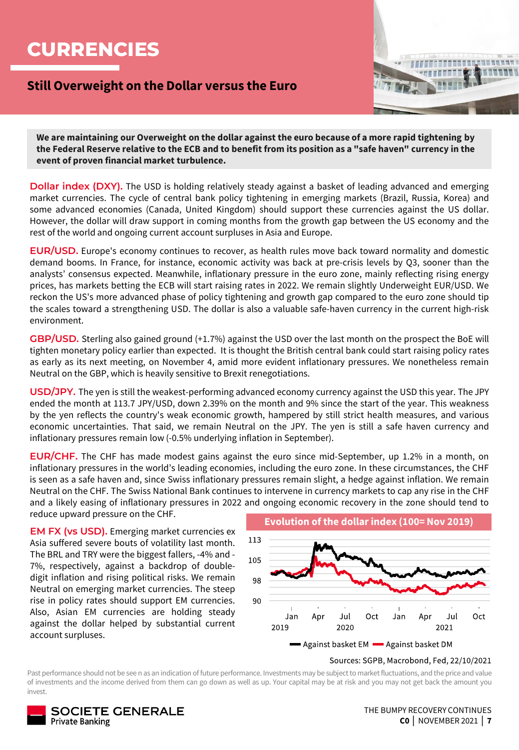# CURRENCIES

## Still Overweight on the Dollar versus the Euro

**We are maintaining our Overweight on the dollar against the euro because of a more rapid tightening by the Federal Reserve relative to the ECB and to benefit from its position as a "safe haven" currency in the event of proven financial market turbulence.**

**Dollar index (DXY).** The USD is holding relatively steady against a basket of leading advanced and emerging market currencies. The cycle of central bank policy tightening in emerging markets (Brazil, Russia, Korea) and some advanced economies (Canada, United Kingdom) should support these currencies against the US dollar. However, the dollar will draw support in coming months from the growth gap between the US economy and the rest of the world and ongoing current account surpluses in Asia and Europe.

**EUR/USD.** Europe's economy continues to recover, as health rules move back toward normality and domestic demand booms. In France, for instance, economic activity was back at pre-crisis levels by Q3, sooner than the analysts' consensus expected. Meanwhile, inflationary pressure in the euro zone, mainly reflecting rising energy prices, has markets betting the ECB will start raising rates in 2022. We remain slightly Underweight EUR/USD. We reckon the US's more advanced phase of policy tightening and growth gap compared to the euro zone should tip the scales toward a strengthening USD. The dollar is also a valuable safe-haven currency in the current high-risk environment.

**GBP/USD.** Sterling also gained ground (+1.7%) against the USD over the last month on the prospect the BoE will tighten monetary policy earlier than expected. It is thought the British central bank could start raising policy rates as early as its next meeting, on November 4, amid more evident inflationary pressures. We nonetheless remain Neutral on the GBP, which is heavily sensitive to Brexit renegotiations.

**USD/JPY.** The yen is still the weakest-performing advanced economy currency against the USD this year. The JPY ended the month at 113.7 JPY/USD, down 2.39% on the month and 9% since the start of the year. This weakness by the yen reflects the country's weak economic growth, hampered by still strict health measures, and various economic uncertainties. That said, we remain Neutral on the JPY. The yen is still a safe haven currency and inflationary pressures remain low (-0.5% underlying inflation in September).

**EUR/CHF.** The CHF has made modest gains against the euro since mid-September, up 1.2% in a month, on inflationary pressures in the world's leading economies, including the euro zone. In these circumstances, the CHF is seen as a safe haven and, since Swiss inflationary pressures remain slight, a hedge against inflation. We remain Neutral on the CHF. The Swiss National Bank continues to intervene in currency markets to cap any rise in the CHF and a likely easing of inflationary pressures in 2022 and ongoing economic recovery in the zone should tend to reduce upward pressure on the CHF.

**EM FX (vs USD).** Emerging market currencies ex Asia suffered severe bouts of volatility last month. The BRL and TRY were the biggest fallers, -4% and -7%, respectively, against a backdrop of double-digit inflation and rising political risks. We remain Neutral on emerging market currencies. The steep rise in policy rates should support EM currencies. Also, Asian EM currencies are holding steady against the dollar helped by substantial current account surpluses.

**Evolution of the dollar index (100= Nov 2019)**

Against basket EM — Against basket DM

Sources: SGPB, Macrobond, Fed, 22/10/2021

Past performance should not be seen as an indication of future performance. Investments may be subject to market fluctuations, and the price and value of investments and the income derived from them can go down as well as up. Your capital may be at risk and you may not get back the amount you invest.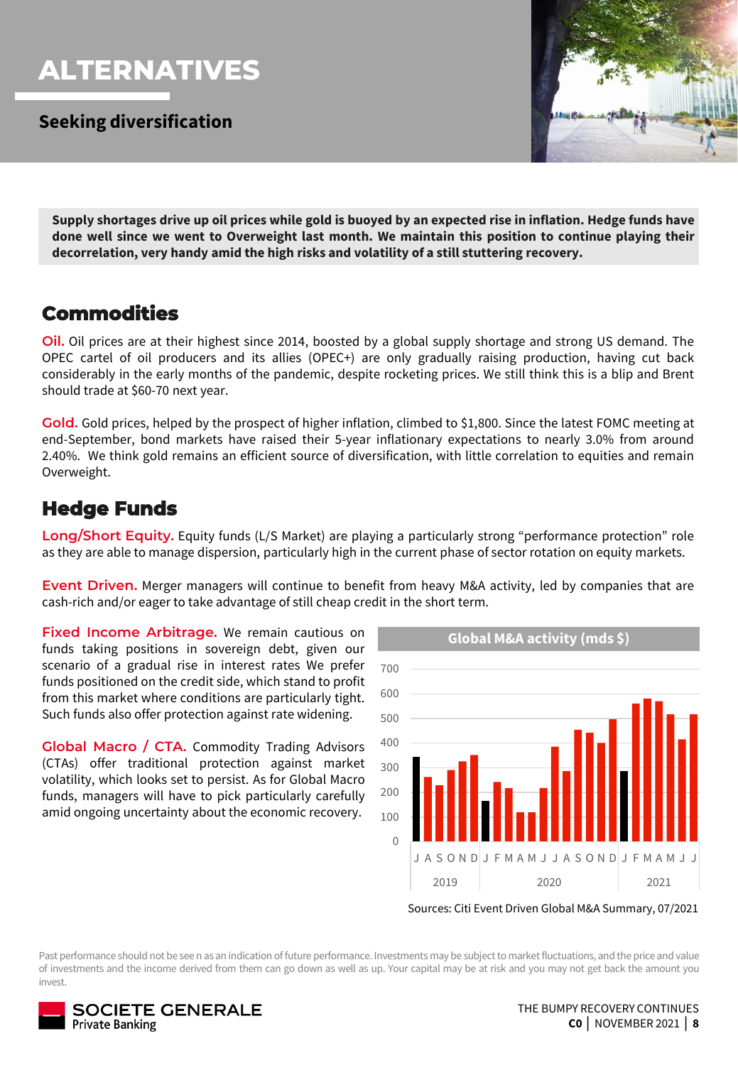# ALTERNATIVES

## Seeking diversification

**Supply shortages drive up oil prices while gold is buoyed by an expected rise in inflation. Hedge funds have done well since we went to Overweight last month. We maintain this position to continue playing their decorrelation, very handy amid the high risks and volatility of a still stuttering recovery.**

## Commodities

**Oil.** Oil prices are at their highest since 2014, boosted by a global supply shortage and strong US demand. The OPEC cartel of oil producers and its allies (OPEC+) are only gradually raising production, having cut back considerably in the early months of the pandemic, despite rocketing prices. We still think this is a blip and Brent should trade at $60-70 next year.

**Gold.** Gold prices, helped by the prospect of higher inflation, climbed to $1,800. Since the latest FOMC meeting at end-September, bond markets have raised their 5-year inflationary expectations to nearly 3.0% from around 2.40%. We think gold remains an efficient source of diversification, with little correlation to equities and remain Overweight.

## Hedge Funds

**Long/Short Equity.** Equity funds (L/S Market) are playing a particularly strong "performance protection" role as they are able to manage dispersion, particularly high in the current phase of sector rotation on equity markets.

**Event Driven.** Merger managers will continue to benefit from heavy M&A activity, led by companies that are cash-rich and/or eager to take advantage of still cheap credit in the short term.

**Fixed Income Arbitrage.** We remain cautious on funds taking positions in sovereign debt, given our scenario of a gradual rise in interest rates We prefer funds positioned on the credit side, which stand to profit from this market where conditions are particularly tight. Such funds also offer protection against rate widening.

**Global Macro / CTA.** Commodity Trading Advisors (CTAs) offer traditional protection against market volatility, which looks set to persist. As for Global Macro funds, managers will have to pick particularly carefully amid ongoing uncertainty about the economic recovery.

**Global M&A activity (mds $)**

Sources: Citi Event Driven Global M&A Summary, 07/2021

Past performance should not be see n as an indication of future performance. Investments may be subject to market fluctuations, and the price and value of investments and the income derived from them can go down as well as up. Your capital may be at risk and you may not get back the amount you invest.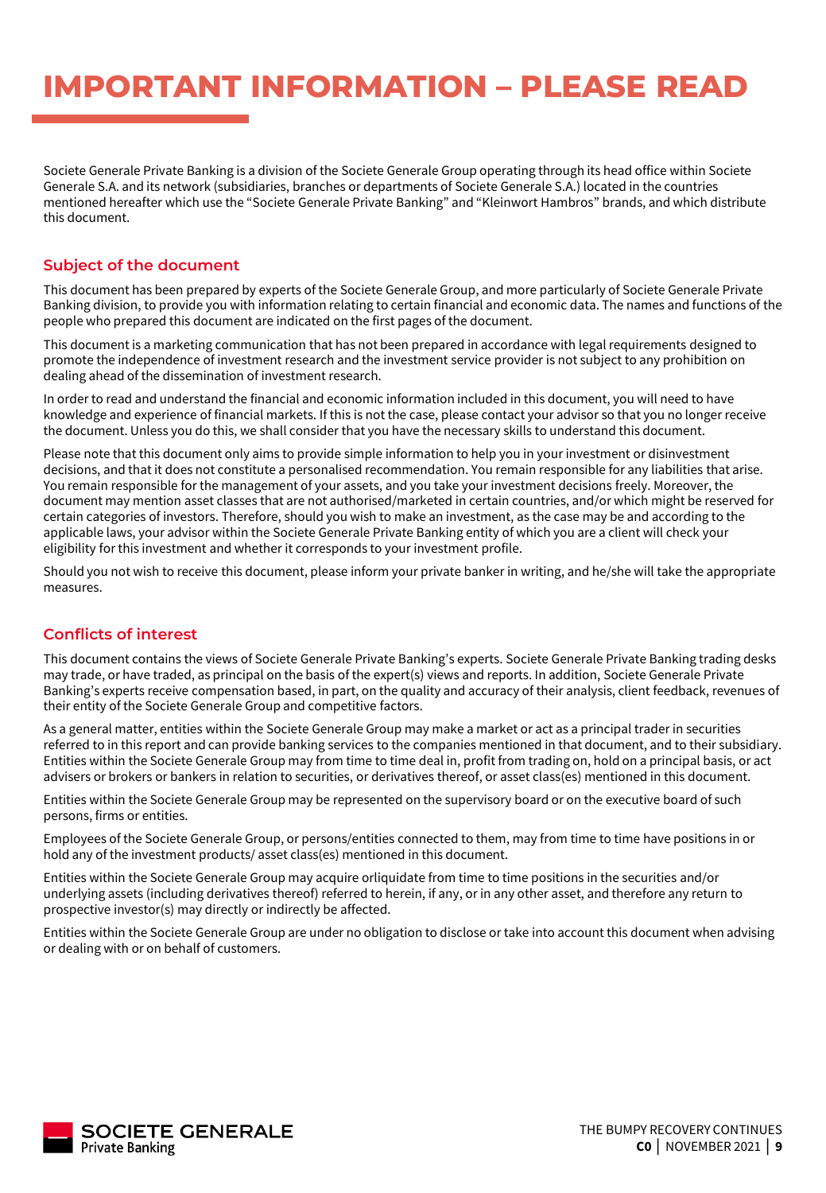# IMPORTANT INFORMATION – PLEASE READ

Societe Generale Private Banking is a division of the Societe Generale Group operating through its head office within Societe Generale S.A. and its network (subsidiaries, branches or departments of Societe Generale S.A.) located in the countries mentioned hereafter which use the "Societe Generale Private Banking" and "Kleinwort Hambros" brands, and which distribute this document.

## Subject of the document

This document has been prepared by experts of the Societe Generale Group, and more particularly of Societe Generale Private Banking division, to provide you with information relating to certain financial and economic data. The names and functions of the people who prepared this document are indicated on the first pages of the document.

This document is a marketing communication that has not been prepared in accordance with legal requirements designed to promote the independence of investment research and the investment service provider is not subject to any prohibition on dealing ahead of the dissemination of investment research.

In order to read and understand the financial and economic information included in this document, you will need to have knowledge and experience of financial markets. If this is not the case, please contact your advisor so that you no longer receive the document. Unless you do this, we shall consider that you have the necessary skills to understand this document.

Please note that this document only aims to provide simple information to help you in your investment or disinvestment decisions, and that it does not constitute a personalised recommendation. You remain responsible for any liabilities that arise. You remain responsible for the management of your assets, and you take your investment decisions freely. Moreover, the document may mention asset classes that are not authorised/marketed in certain countries, and/or which might be reserved for certain categories of investors. Therefore, should you wish to make an investment, as the case may be and according to the applicable laws, your advisor within the Societe Generale Private Banking entity of which you are a client will check your eligibility for this investment and whether it corresponds to your investment profile.

Should you not wish to receive this document, please inform your private banker in writing, and he/she will take the appropriate measures.

## Conflicts of interest

This document contains the views of Societe Generale Private Banking's experts. Societe Generale Private Banking trading desks may trade, or have traded, as principal on the basis of the expert(s) views and reports. In addition, Societe Generale Private Banking's experts receive compensation based, in part, on the quality and accuracy of their analysis, client feedback, revenues of their entity of the Societe Generale Group and competitive factors.

As a general matter, entities within the Societe Generale Group may make a market or act as a principal trader in securities referred to in this report and can provide banking services to the companies mentioned in that document, and to their subsidiary. Entities within the Societe Generale Group may from time to time deal in, profit from trading on, hold on a principal basis, or act advisers or brokers or bankers in relation to securities, or derivatives thereof, or asset class(es) mentioned in this document.

Entities within the Societe Generale Group may be represented on the supervisory board or on the executive board of such persons, firms or entities.

Employees of the Societe Generale Group, or persons/entities connected to them, may from time to time have positions in or hold any of the investment products/ asset class(es) mentioned in this document.

Entities within the Societe Generale Group may acquire orliquidate from time to time positions in the securities and/or underlying assets (including derivatives thereof) referred to herein, if any, or in any other asset, and therefore any return to prospective investor(s) may directly or indirectly be affected.

Entities within the Societe Generale Group are under no obligation to disclose or take into account this document when advising or dealing with or on behalf of customers.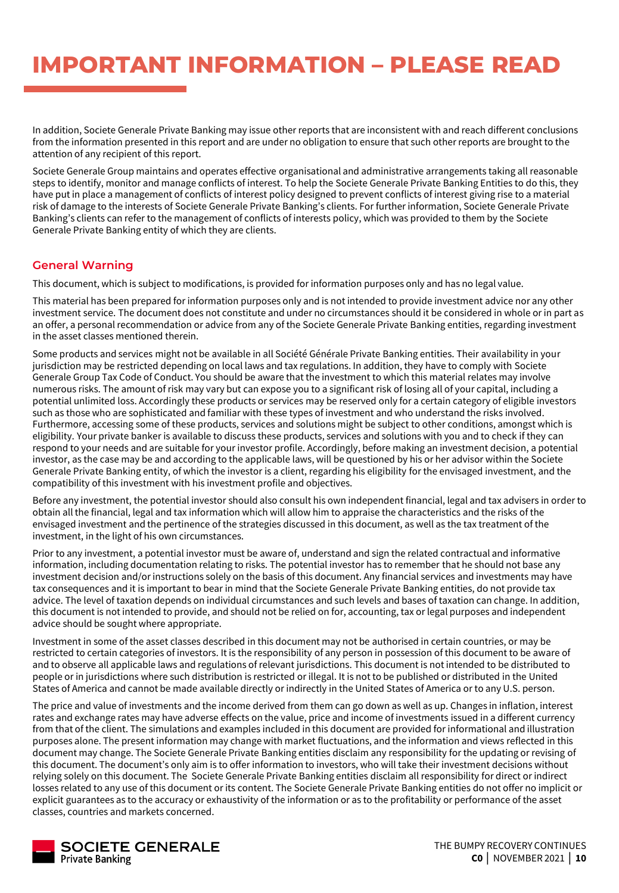# IMPORTANT INFORMATION – PLEASE READ

In addition, Societe Generale Private Banking may issue other reports that are inconsistent with and reach different conclusions from the information presented in this report and are under no obligation to ensure that such other reports are brought to the attention of any recipient of this report.

Societe Generale Group maintains and operates effective organisational and administrative arrangements taking all reasonable steps to identify, monitor and manage conflicts of interest. To help the Societe Generale Private Banking Entities to do this, they have put in place a management of conflicts of interest policy designed to prevent conflicts of interest giving rise to a material risk of damage to the interests of Societe Generale Private Banking's clients. For further information, Societe Generale Private Banking's clients can refer to the management of conflicts of interests policy, which was provided to them by the Societe Generale Private Banking entity of which they are clients.

## General Warning

This document, which is subject to modifications, is provided for information purposes only and has no legal value.

This material has been prepared for information purposes only and is not intended to provide investment advice nor any other investment service. The document does not constitute and under no circumstances should it be considered in whole or in part as an offer, a personal recommendation or advice from any of the Societe Generale Private Banking entities, regarding investment in the asset classes mentioned therein.

Some products and services might not be available in all Société Générale Private Banking entities. Their availability in your jurisdiction may be restricted depending on local laws and tax regulations. In addition, they have to comply with Societe Generale Group Tax Code of Conduct. You should be aware that the investment to which this material relates may involve numerous risks. The amount of risk may vary but can expose you to a significant risk of losing all of your capital, including a potential unlimited loss. Accordingly these products or services may be reserved only for a certain category of eligible investors such as those who are sophisticated and familiar with these types of investment and who understand the risks involved. Furthermore, accessing some of these products, services and solutions might be subject to other conditions, amongst which is eligibility. Your private banker is available to discuss these products, services and solutions with you and to check if they can respond to your needs and are suitable for your investor profile. Accordingly, before making an investment decision, a potential investor, as the case may be and according to the applicable laws, will be questioned by his or her advisor within the Societe Generale Private Banking entity, of which the investor is a client, regarding his eligibility for the envisaged investment, and the compatibility of this investment with his investment profile and objectives.

Before any investment, the potential investor should also consult his own independent financial, legal and tax advisers in order to obtain all the financial, legal and tax information which will allow him to appraise the characteristics and the risks of the envisaged investment and the pertinence of the strategies discussed in this document, as well as the tax treatment of the investment, in the light of his own circumstances.

Prior to any investment, a potential investor must be aware of, understand and sign the related contractual and informative information, including documentation relating to risks. The potential investor has to remember that he should not base any investment decision and/or instructions solely on the basis of this document. Any financial services and investments may have tax consequences and it is important to bear in mind that the Societe Generale Private Banking entities, do not provide tax advice. The level of taxation depends on individual circumstances and such levels and bases of taxation can change. In addition, this document is not intended to provide, and should not be relied on for, accounting, tax or legal purposes and independent advice should be sought where appropriate.

Investment in some of the asset classes described in this document may not be authorised in certain countries, or may be restricted to certain categories of investors. It is the responsibility of any person in possession of this document to be aware of and to observe all applicable laws and regulations of relevant jurisdictions. This document is not intended to be distributed to people or in jurisdictions where such distribution is restricted or illegal. It is not to be published or distributed in the United States of America and cannot be made available directly or indirectly in the United States of America or to any U.S. person.

The price and value of investments and the income derived from them can go down as well as up. Changes in inflation, interest rates and exchange rates may have adverse effects on the value, price and income of investments issued in a different currency from that of the client. The simulations and examples included in this document are provided for informational and illustration purposes alone. The present information may change with market fluctuations, and the information and views reflected in this document may change. The Societe Generale Private Banking entities disclaim any responsibility for the updating or revising of this document. The document's only aim is to offer information to investors, who will take their investment decisions without relying solely on this document. The Societe Generale Private Banking entities disclaim all responsibility for direct or indirect losses related to any use of this document or its content. The Societe Generale Private Banking entities do not offer no implicit or explicit guarantees as to the accuracy or exhaustivity of the information or as to the profitability or performance of the asset classes, countries and markets concerned.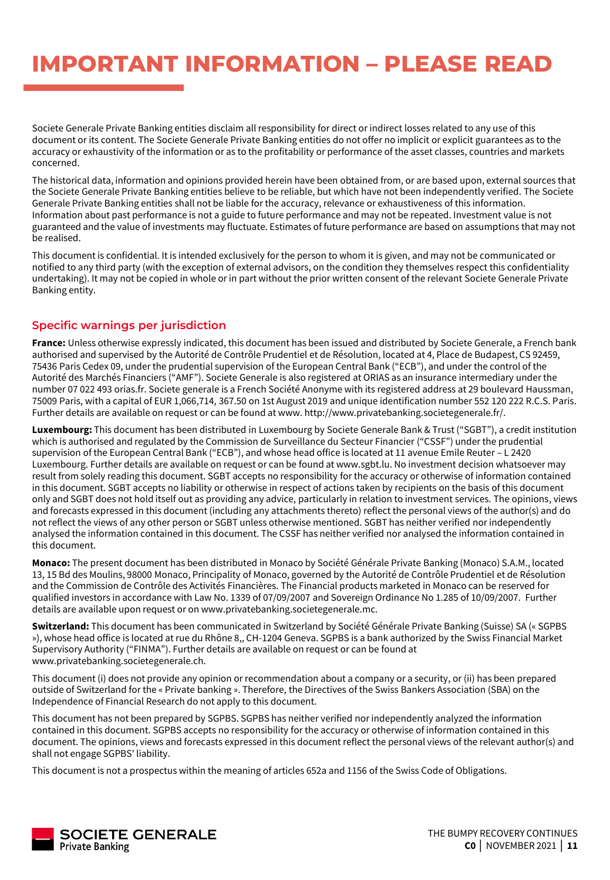# IMPORTANT INFORMATION – PLEASE READ

Societe Generale Private Banking entities disclaim all responsibility for direct or indirect losses related to any use of this document or its content. The Societe Generale Private Banking entities do not offer no implicit or explicit guarantees as to the accuracy or exhaustivity of the information or as to the profitability or performance of the asset classes, countries and markets concerned.

The historical data, information and opinions provided herein have been obtained from, or are based upon, external sources that the Societe Generale Private Banking entities believe to be reliable, but which have not been independently verified. The Societe Generale Private Banking entities shall not be liable for the accuracy, relevance or exhaustiveness of this information. Information about past performance is not a guide to future performance and may not be repeated. Investment value is not guaranteed and the value of investments may fluctuate. Estimates of future performance are based on assumptions that may not be realised.

This document is confidential. It is intended exclusively for the person to whom it is given, and may not be communicated or notified to any third party (with the exception of external advisors, on the condition they themselves respect this confidentiality undertaking). It may not be copied in whole or in part without the prior written consent of the relevant Societe Generale Private Banking entity.

## Specific warnings per jurisdiction

**France:** Unless otherwise expressly indicated, this document has been issued and distributed by Societe Generale, a French bank authorised and supervised by the Autorité de Contrôle Prudentiel et de Résolution, located at 4, Place de Budapest, CS 92459, 75436 Paris Cedex 09, under the prudential supervision of the European Central Bank ("ECB"), and under the control of the Autorité des Marchés Financiers ("AMF"). Societe Generale is also registered at ORIAS as an insurance intermediary under the number 07 022 493 orias.fr. Societe generale is a French Société Anonyme with its registered address at 29 boulevard Haussman, 75009 Paris, with a capital of EUR 1,066,714, 367.50 on 1st August 2019 and unique identification number 552 120 222 R.C.S. Paris. Further details are available on request or can be found at www. http://www.privatebanking.societegenerale.fr/.

**Luxembourg:** This document has been distributed in Luxembourg by Societe Generale Bank & Trust ("SGBT"), a credit institution which is authorised and regulated by the Commission de Surveillance du Secteur Financier ("CSSF") under the prudential supervision of the European Central Bank ("ECB"), and whose head office is located at 11 avenue Emile Reuter – L 2420 Luxembourg. Further details are available on request or can be found at www.sgbt.lu. No investment decision whatsoever may result from solely reading this document. SGBT accepts no responsibility for the accuracy or otherwise of information contained in this document. SGBT accepts no liability or otherwise in respect of actions taken by recipients on the basis of this document only and SGBT does not hold itself out as providing any advice, particularly in relation to investment services. The opinions, views and forecasts expressed in this document (including any attachments thereto) reflect the personal views of the author(s) and do not reflect the views of any other person or SGBT unless otherwise mentioned. SGBT has neither verified nor independently analysed the information contained in this document. The CSSF has neither verified nor analysed the information contained in this document.

**Monaco:** The present document has been distributed in Monaco by Société Générale Private Banking (Monaco) S.A.M., located 13, 15 Bd des Moulins, 98000 Monaco, Principality of Monaco, governed by the Autorité de Contrôle Prudentiel et de Résolution and the Commission de Contrôle des Activités Financières. The Financial products marketed in Monaco can be reserved for qualified investors in accordance with Law No. 1339 of 07/09/2007 and Sovereign Ordinance No 1.285 of 10/09/2007. Further details are available upon request or on www.privatebanking.societegenerale.mc.

**Switzerland:** This document has been communicated in Switzerland by Société Générale Private Banking (Suisse) SA (« SGPBS »), whose head office is located at rue du Rhône 8,, CH-1204 Geneva. SGPBS is a bank authorized by the Swiss Financial Market Supervisory Authority ("FINMA"). Further details are available on request or can be found at www.privatebanking.societegenerale.ch.

This document (i) does not provide any opinion or recommendation about a company or a security, or (ii) has been prepared outside of Switzerland for the « Private banking ». Therefore, the Directives of the Swiss Bankers Association (SBA) on the Independence of Financial Research do not apply to this document.

This document has not been prepared by SGPBS. SGPBS has neither verified nor independently analyzed the information contained in this document. SGPBS accepts no responsibility for the accuracy or otherwise of information contained in this document. The opinions, views and forecasts expressed in this document reflect the personal views of the relevant author(s) and shall not engage SGPBS' liability.

This document is not a prospectus within the meaning of articles 652a and 1156 of the Swiss Code of Obligations.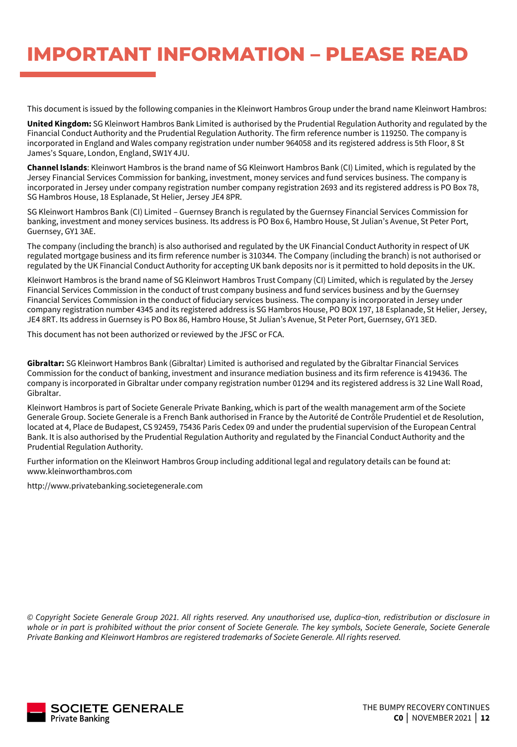# IMPORTANT INFORMATION – PLEASE READ

This document is issued by the following companies in the Kleinwort Hambros Group under the brand name Kleinwort Hambros:

**United Kingdom:** SG Kleinwort Hambros Bank Limited is authorised by the Prudential Regulation Authority and regulated by the Financial Conduct Authority and the Prudential Regulation Authority. The firm reference number is 119250. The company is incorporated in England and Wales company registration under number 964058 and its registered address is 5th Floor, 8 St James's Square, London, England, SW1Y 4JU.

**Channel Islands**: Kleinwort Hambros is the brand name of SG Kleinwort Hambros Bank (CI) Limited, which is regulated by the Jersey Financial Services Commission for banking, investment, money services and fund services business. The company is incorporated in Jersey under company registration number company registration 2693 and its registered address is PO Box 78, SG Hambros House, 18 Esplanade, St Helier, Jersey JE4 8PR.

SG Kleinwort Hambros Bank (CI) Limited – Guernsey Branch is regulated by the Guernsey Financial Services Commission for banking, investment and money services business. Its address is PO Box 6, Hambro House, St Julian's Avenue, St Peter Port, Guernsey, GY1 3AE.

The company (including the branch) is also authorised and regulated by the UK Financial Conduct Authority in respect of UK regulated mortgage business and its firm reference number is 310344. The Company (including the branch) is not authorised or regulated by the UK Financial Conduct Authority for accepting UK bank deposits nor is it permitted to hold deposits in the UK.

Kleinwort Hambros is the brand name of SG Kleinwort Hambros Trust Company (CI) Limited, which is regulated by the Jersey Financial Services Commission in the conduct of trust company business and fund services business and by the Guernsey Financial Services Commission in the conduct of fiduciary services business. The company is incorporated in Jersey under company registration number 4345 and its registered address is SG Hambros House, PO BOX 197, 18 Esplanade, St Helier, Jersey, JE4 8RT. Its address in Guernsey is PO Box 86, Hambro House, St Julian's Avenue, St Peter Port, Guernsey, GY1 3ED.

This document has not been authorized or reviewed by the JFSC or FCA.

**Gibraltar:** SG Kleinwort Hambros Bank (Gibraltar) Limited is authorised and regulated by the Gibraltar Financial Services Commission for the conduct of banking, investment and insurance mediation business and its firm reference is 419436. The company is incorporated in Gibraltar under company registration number 01294 and its registered address is 32 Line Wall Road, Gibraltar.

Kleinwort Hambros is part of Societe Generale Private Banking, which is part of the wealth management arm of the Societe Generale Group. Societe Generale is a French Bank authorised in France by the Autorité de Contrôle Prudentiel et de Resolution, located at 4, Place de Budapest, CS 92459, 75436 Paris Cedex 09 and under the prudential supervision of the European Central Bank. It is also authorised by the Prudential Regulation Authority and regulated by the Financial Conduct Authority and the Prudential Regulation Authority.

Further information on the Kleinwort Hambros Group including additional legal and regulatory details can be found at: www.kleinworthambros.com

http://www.privatebanking.societegenerale.com

*© Copyright Societe Generale Group 2021. All rights reserved. Any unauthorised use, duplica¬tion, redistribution or disclosure in whole or in part is prohibited without the prior consent of Societe Generale. The key symbols, Societe Generale, Societe Generale Private Banking and Kleinwort Hambros are registered trademarks of Societe Generale. All rights reserved.*

SOCIETE GENERALE
Private Banking